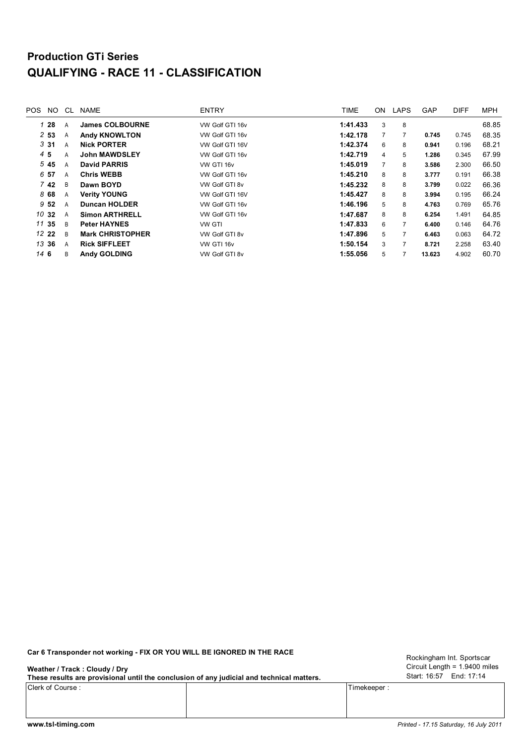# Production GTi Series
# QUALIFYING - RACE 11 - CLASSIFICATION

| POS | NO | CL | NAME | ENTRY | TIME | ON | LAPS | GAP | DIFF | MPH |
|---|---|---|---|---|---|---|---|---|---|---|
| 1 | **28** | A | **James COLBOURNE** | VW Golf GTI 16v | **1:41.433** | 3 | 8 | | | 68.85 |
| 2 | **53** | A | **Andy KNOWLTON** | VW Golf GTI 16v | **1:42.178** | 7 | 7 | **0.745** | 0.745 | 68.35 |
| 3 | **31** | A | **Nick PORTER** | VW Golf GTI 16V | **1:42.374** | 6 | 8 | **0.941** | 0.196 | 68.21 |
| 4 | **5** | A | **John MAWDSLEY** | VW Golf GTI 16v | **1:42.719** | 4 | 5 | **1.286** | 0.345 | 67.99 |
| 5 | **45** | A | **David PARRIS** | VW GTI 16v | **1:45.019** | 7 | 8 | **3.586** | 2.300 | 66.50 |
| 6 | **57** | A | **Chris WEBB** | VW Golf GTI 16v | **1:45.210** | 8 | 8 | **3.777** | 0.191 | 66.38 |
| 7 | **42** | B | **Dawn BOYD** | VW Golf GTI 8v | **1:45.232** | 8 | 8 | **3.799** | 0.022 | 66.36 |
| 8 | **68** | A | **Verity YOUNG** | VW Golf GTI 16V | **1:45.427** | 8 | 8 | **3.994** | 0.195 | 66.24 |
| 9 | **52** | A | **Duncan HOLDER** | VW Golf GTI 16v | **1:46.196** | 5 | 8 | **4.763** | 0.769 | 65.76 |
| 10 | **32** | A | **Simon ARTHRELL** | VW Golf GTI 16v | **1:47.687** | 8 | 8 | **6.254** | 1.491 | 64.85 |
| 11 | **35** | B | **Peter HAYNES** | VW GTI | **1:47.833** | 6 | 7 | **6.400** | 0.146 | 64.76 |
| 12 | **22** | B | **Mark CHRISTOPHER** | VW Golf GTI 8v | **1:47.896** | 5 | 7 | **6.463** | 0.063 | 64.72 |
| 13 | **36** | A | **Rick SIFFLEET** | VW GTI 16v | **1:50.154** | 3 | 7 | **8.721** | 2.258 | 63.40 |
| 14 | **6** | B | **Andy GOLDING** | VW Golf GTI 8v | **1:55.056** | 5 | 7 | **13.623** | 4.902 | 60.70 |

**Car 6 Transponder not working - FIX OR YOU WILL BE IGNORED IN THE RACE**

**Weather / Track : Cloudy / Dry**

**These results are provisional until the conclusion of any judicial and technical matters.**

Rockingham Int. Sportscar
Circuit Length = 1.9400 miles
Start: 16:57 End: 17:14

| Clerk of Course : | | Timekeeper : |
|---|---|---|
| | | |

www.tsl-timing.com

*Printed - 17.15 Saturday, 16 July 2011*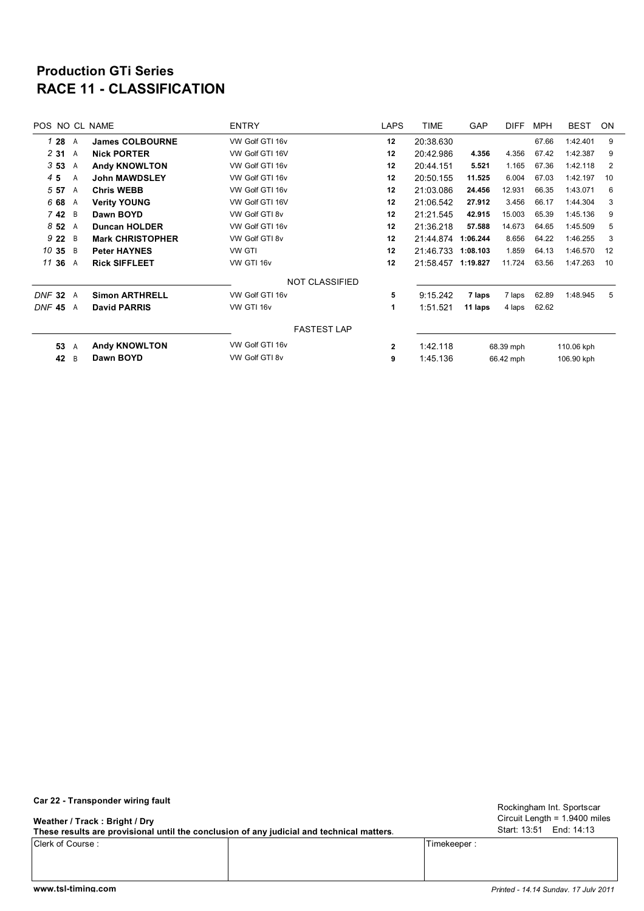## Production GTi Series
## RACE 11 - CLASSIFICATION

| POS | NO | CL | NAME | ENTRY | LAPS | TIME | GAP | DIFF | MPH | BEST | ON |
|---|---|---|---|---|---|---|---|---|---|---|---|
| 1 | 28 | A | James COLBOURNE | VW Golf GTI 16v | 12 | 20:38.630 | | | 67.66 | 1:42.401 | 9 |
| 2 | 31 | A | Nick PORTER | VW Golf GTI 16V | 12 | 20:42.986 | 4.356 | 4.356 | 67.42 | 1:42.387 | 9 |
| 3 | 53 | A | Andy KNOWLTON | VW Golf GTI 16v | 12 | 20:44.151 | 5.521 | 1.165 | 67.36 | 1:42.118 | 2 |
| 4 | 5 | A | John MAWDSLEY | VW Golf GTI 16v | 12 | 20:50.155 | 11.525 | 6.004 | 67.03 | 1:42.197 | 10 |
| 5 | 57 | A | Chris WEBB | VW Golf GTI 16v | 12 | 21:03.086 | 24.456 | 12.931 | 66.35 | 1:43.071 | 6 |
| 6 | 68 | A | Verity YOUNG | VW Golf GTI 16V | 12 | 21:06.542 | 27.912 | 3.456 | 66.17 | 1:44.304 | 3 |
| 7 | 42 | B | Dawn BOYD | VW Golf GTI 8v | 12 | 21:21.545 | 42.915 | 15.003 | 65.39 | 1:45.136 | 9 |
| 8 | 52 | A | Duncan HOLDER | VW Golf GTI 16v | 12 | 21:36.218 | 57.588 | 14.673 | 64.65 | 1:45.509 | 5 |
| 9 | 22 | B | Mark CHRISTOPHER | VW Golf GTI 8v | 12 | 21:44.874 | 1:06.244 | 8.656 | 64.22 | 1:46.255 | 3 |
| 10 | 35 | B | Peter HAYNES | VW GTI | 12 | 21:46.733 | 1:08.103 | 1.859 | 64.13 | 1:46.570 | 12 |
| 11 | 36 | A | Rick SIFFLEET | VW GTI 16v | 12 | 21:58.457 | 1:19.827 | 11.724 | 63.56 | 1:47.263 | 10 |
| | | | | NOT CLASSIFIED | | | | | | | |
| DNF | 32 | A | Simon ARTHRELL | VW Golf GTI 16v | 5 | 9:15.242 | 7 laps | 7 laps | 62.89 | 1:48.945 | 5 |
| DNF | 45 | A | David PARRIS | VW GTI 16v | 1 | 1:51.521 | 11 laps | 4 laps | 62.62 | | |

**FASTEST LAP**

| NO | CL | NAME | ENTRY | LAP | TIME | MPH | KPH |
|---|---|---|---|---|---|---|---|
| 53 | A | Andy KNOWLTON | VW Golf GTI 16v | 2 | 1:42.118 | 68.39 mph | 110.06 kph |
| 42 | B | Dawn BOYD | VW Golf GTI 8v | 9 | 1:45.136 | 66.42 mph | 106.90 kph |

**Car 22 - Transponder wiring fault**

**Weather / Track : Bright / Dry**

**These results are provisional until the conclusion of any judicial and technical matters.**

Rockingham Int. Sportscar
Circuit Length = 1.9400 miles
Start: 13:51 End: 14:13

| Clerk of Course : | | Timekeeper : |
|---|---|---|
| | | |

www.tsl-timing.com

*Printed - 14.14 Sunday, 17 July 2011*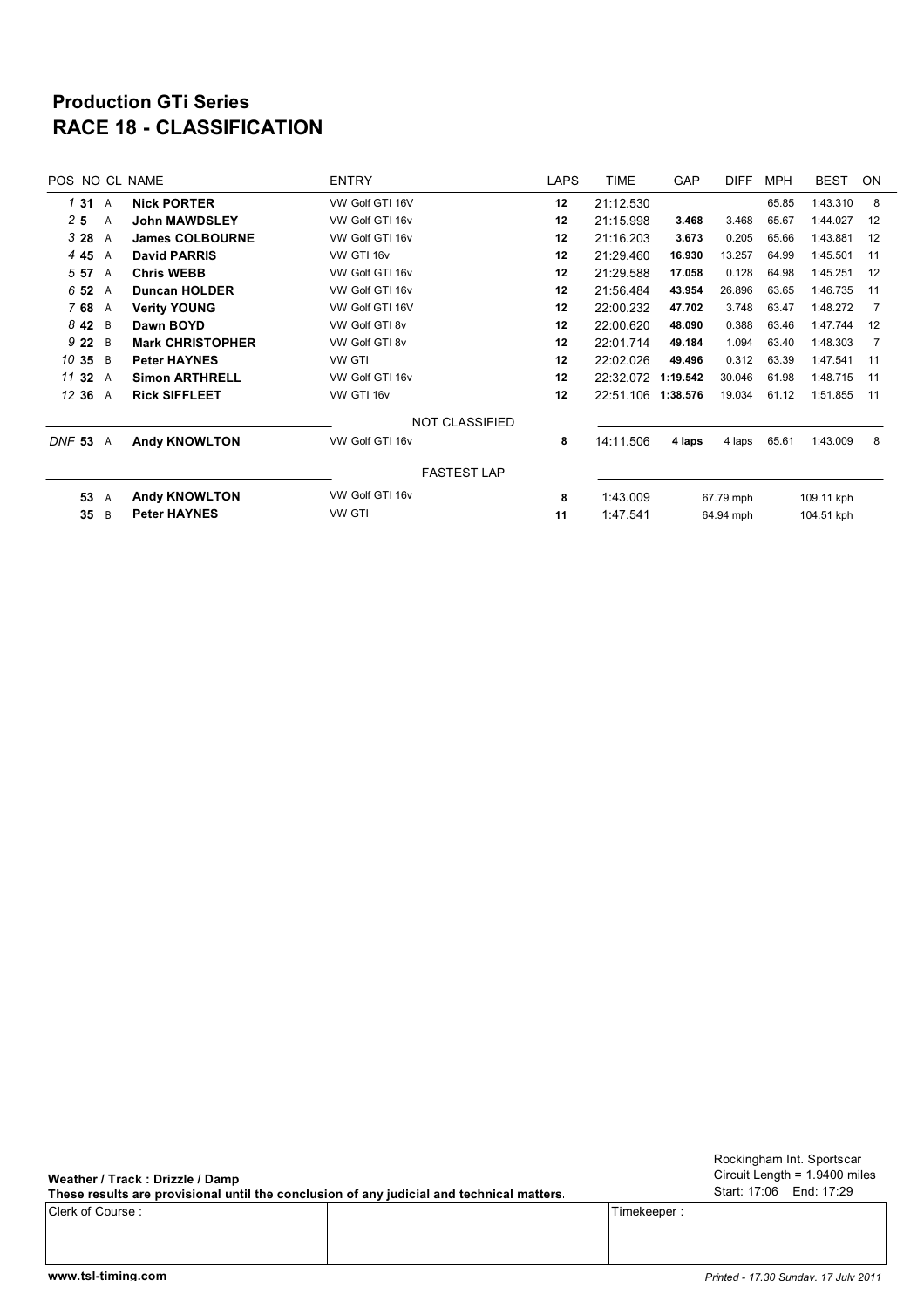# Production GTi Series
# RACE 18 - CLASSIFICATION

| POS | NO | CL | NAME | ENTRY | LAPS | TIME | GAP | DIFF | MPH | BEST | ON |
|---|---|---|---|---|---|---|---|---|---|---|---|
| 1 | **31** | A | **Nick PORTER** | VW Golf GTI 16V | **12** | 21:12.530 | | | 65.85 | 1:43.310 | 8 |
| 2 | **5** | A | **John MAWDSLEY** | VW Golf GTI 16v | **12** | 21:15.998 | **3.468** | 3.468 | 65.67 | 1:44.027 | 12 |
| 3 | **28** | A | **James COLBOURNE** | VW Golf GTI 16v | **12** | 21:16.203 | **3.673** | 0.205 | 65.66 | 1:43.881 | 12 |
| 4 | **45** | A | **David PARRIS** | VW GTI 16v | **12** | 21:29.460 | **16.930** | 13.257 | 64.99 | 1:45.501 | 11 |
| 5 | **57** | A | **Chris WEBB** | VW Golf GTI 16v | **12** | 21:29.588 | **17.058** | 0.128 | 64.98 | 1:45.251 | 12 |
| 6 | **52** | A | **Duncan HOLDER** | VW Golf GTI 16v | **12** | 21:56.484 | **43.954** | 26.896 | 63.65 | 1:46.735 | 11 |
| 7 | **68** | A | **Verity YOUNG** | VW Golf GTI 16V | **12** | 22:00.232 | **47.702** | 3.748 | 63.47 | 1:48.272 | 7 |
| 8 | **42** | B | **Dawn BOYD** | VW Golf GTI 8v | **12** | 22:00.620 | **48.090** | 0.388 | 63.46 | 1:47.744 | 12 |
| 9 | **22** | B | **Mark CHRISTOPHER** | VW Golf GTI 8v | **12** | 22:01.714 | **49.184** | 1.094 | 63.40 | 1:48.303 | 7 |
| 10 | **35** | B | **Peter HAYNES** | VW GTI | **12** | 22:02.026 | **49.496** | 0.312 | 63.39 | 1:47.541 | 11 |
| 11 | **32** | A | **Simon ARTHRELL** | VW Golf GTI 16v | **12** | 22:32.072 | **1:19.542** | 30.046 | 61.98 | 1:48.715 | 11 |
| 12 | **36** | A | **Rick SIFFLEET** | VW GTI 16v | **12** | 22:51.106 | **1:38.576** | 19.034 | 61.12 | 1:51.855 | 11 |

NOT CLASSIFIED

| POS | NO | CL | NAME | ENTRY | LAPS | TIME | GAP | DIFF | MPH | BEST | ON |
|---|---|---|---|---|---|---|---|---|---|---|---|
| DNF | **53** | A | **Andy KNOWLTON** | VW Golf GTI 16v | **8** | 14:11.506 | **4 laps** | 4 laps | 65.61 | 1:43.009 | 8 |

FASTEST LAP

| NO | CL | NAME | ENTRY | LAP | TIME | MPH | KPH |
|---|---|---|---|---|---|---|---|
| **53** | A | **Andy KNOWLTON** | VW Golf GTI 16v | **8** | 1:43.009 | 67.79 mph | 109.11 kph |
| **35** | B | **Peter HAYNES** | VW GTI | **11** | 1:47.541 | 64.94 mph | 104.51 kph |

Rockingham Int. Sportscar
Circuit Length = 1.9400 miles
Start: 17:06 End: 17:29

**Weather / Track : Drizzle / Damp**

**These results are provisional until the conclusion of any judicial and technical matters.**

| Clerk of Course : | | Timekeeper : |
|---|---|---|

www.tsl-timing.com

*Printed - 17.30 Sunday, 17 July 2011*